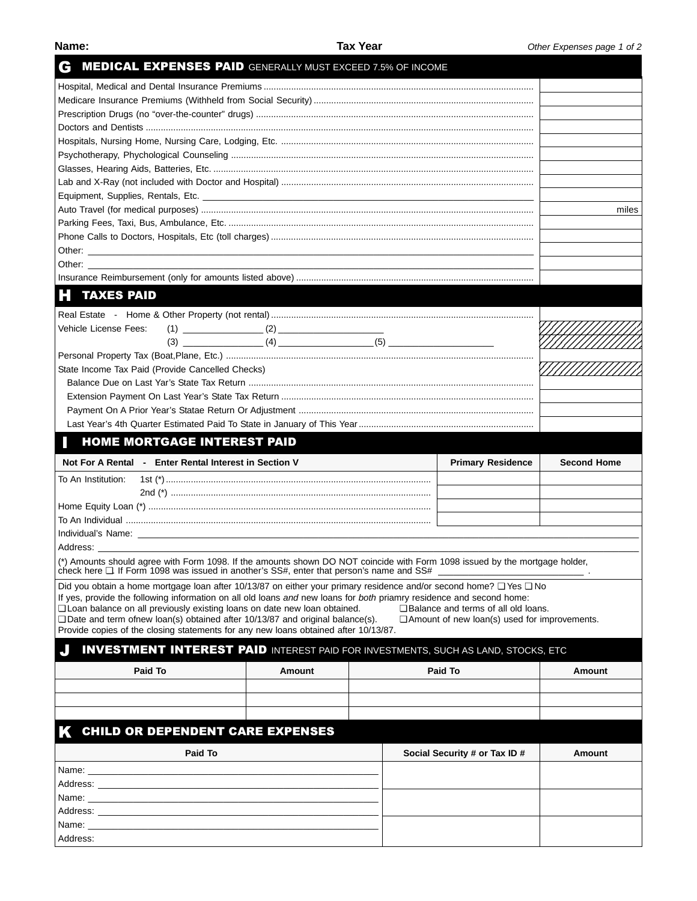**Name:** **Tax Year** *Other Expenses page 1 of 2*

## G MEDICAL EXPENSES PAID GENERALLY MUST EXCEED 7.5% OF INCOME

| | |
|---|---|
| Hospital, Medical and Dental Insurance Premiums | |
| Medicare Insurance Premiums (Withheld from Social Security) | |
| Prescription Drugs (no "over-the-counter" drugs) | |
| Doctors and Dentists | |
| Hospitals, Nursing Home, Nursing Care, Lodging, Etc. | |
| Psychotherapy, Phychological Counseling | |
| Glasses, Hearing Aids, Batteries, Etc. | |
| Lab and X-Ray (not included with Doctor and Hospital) | |
| Equipment, Supplies, Rentals, Etc. | |
| Auto Travel (for medical purposes) | miles |
| Parking Fees, Taxi, Bus, Ambulance, Etc. | |
| Phone Calls to Doctors, Hospitals, Etc (toll charges) | |
| Other: | |
| Other: | |
| Insurance Reimbursement (only for amounts listed above) | |

## H TAXES PAID

| | |
|---|---|
| Real Estate - Home & Other Property (not rental) | |
| Vehicle License Fees: (1) ________ (2) ________ | |
| (3) ________ (4) ________ (5) ________ | |
| Personal Property Tax (Boat,Plane, Etc.) | |
| State Income Tax Paid (Provide Cancelled Checks) | |
| Balance Due on Last Yar's State Tax Return | |
| Extension Payment On Last Year's State Tax Return | |
| Payment On A Prior Year's Statae Return Or Adjustment | |
| Last Year's 4th Quarter Estimated Paid To State in January of This Year | |

## I HOME MORTGAGE INTEREST PAID

| Not For A Rental - Enter Rental Interest in Section V | Primary Residence | Second Home |
|---|---|---|
| To An Institution: 1st (*) | | |
| 2nd (*) | | |
| Home Equity Loan (*) | | |
| To An Individual | | |

Individual's Name: ____________________

Address: ____________________

(*) Amounts should agree with Form 1098. If the amounts shown DO NOT coincide with Form 1098 issued by the mortgage holder, check here ❑. If Form 1098 was issued in another's SS#, enter that person's name and SS# ____________ .

Did you obtain a home mortgage loan after 10/13/87 on either your primary residence and/or second home? ❑ Yes ❑ No
If yes, provide the following information on all old loans *and* new loans for *both* priamry residence and second home:
❑ Loan balance on all previously existing loans on date new loan obtained. ❑ Balance and terms of all old loans.
❑ Date and term ofnew loan(s) obtained after 10/13/87 and original balance(s). ❑ Amount of new loan(s) used for improvements.
Provide copies of the closing statements for any new loans obtained after 10/13/87.

## J INVESTMENT INTEREST PAID INTEREST PAID FOR INVESTMENTS, SUCH AS LAND, STOCKS, ETC

| Paid To | Amount | Paid To | Amount |
|---|---|---|---|
| | | | |
| | | | |
| | | | |

## K CHILD OR DEPENDENT CARE EXPENSES

| Paid To | Social Security # or Tax ID # | Amount |
|---|---|---|
| Name:<br>Address: | | |
| Name:<br>Address: | | |
| Name:<br>Address: | | |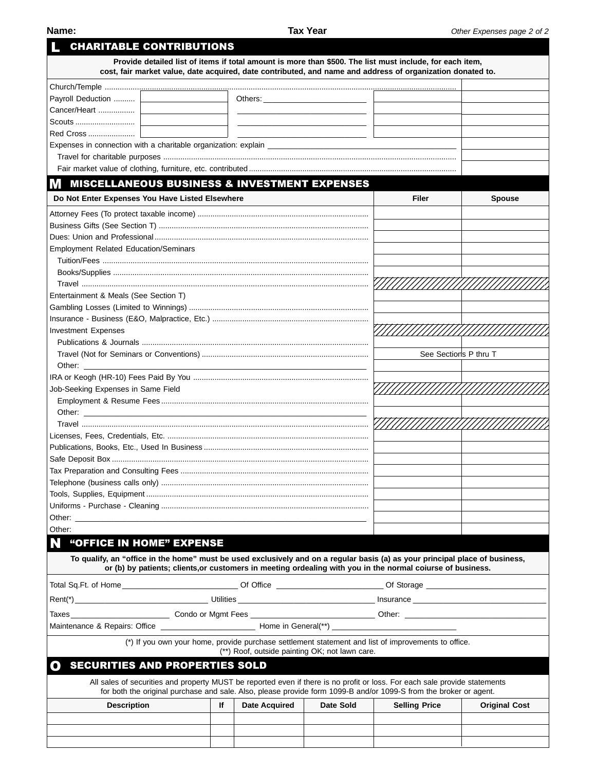**Name:** **Tax Year** *Other Expenses page 2 of 2*

## L CHARITABLE CONTRIBUTIONS

**Provide detailed list of items if total amount is more than $500. The list must include, for each item, cost, fair market value, date acquired, date contributed, and name and address of organization donated to.**

| | | | | |
|---|---|---|---|---|
| Church/Temple | | | | |
| Payroll Deduction | | Others: | | |
| Cancer/Heart | | | | |
| Scouts | | | | |
| Red Cross | | | | |
| Expenses in connection with a charitable organization: explain | | | | |
| Travel for charitable purposes | | | | |
| Fair market value of clothing, furniture, etc. contributed | | | | |

## M MISCELLANEOUS BUSINESS & INVESTMENT EXPENSES

| Do Not Enter Expenses You Have Listed Elsewhere | Filer | Spouse |
|---|---|---|
| Attorney Fees (To protect taxable income) | | |
| Business Gifts (See Section T) | | |
| Dues: Union and Professional | | |
| Employment Related Education/Seminars | | |
| Tuition/Fees | | |
| Books/Supplies | | |
| Travel | | |
| Entertainment & Meals (See Section T) | | |
| Gambling Losses (Limited to Winnings) | | |
| Insurance - Business (E&O, Malpractice, Etc.) | | |
| Investment Expenses | | |
| Publications & Journals | | |
| Travel (Not for Seminars or Conventions) | See Sections P thru T | |
| Other: | | |
| IRA or Keogh (HR-10) Fees Paid By You | | |
| Job-Seeking Expenses in Same Field | | |
| Employment & Resume Fees | | |
| Other: | | |
| Travel | | |
| Licenses, Fees, Credentials, Etc. | | |
| Publications, Books, Etc., Used In Business | | |
| Safe Deposit Box | | |
| Tax Preparation and Consulting Fees | | |
| Telephone (business calls only) | | |
| Tools, Supplies, Equipment | | |
| Uniforms - Purchase - Cleaning | | |
| Other: | | |
| Other: | | |

## N "OFFICE IN HOME" EXPENSE

**To qualify, an "office in the home" must be used exclusively and on a regular basis (a) as your principal place of business, or (b) by patients; clients,or customers in meeting ordealing with you in the normal coiurse of business.**

Total Sq.Ft. of Home ________ Of Office ________ Of Storage ________

Rent(*) ________ Utilities ________ Insurance ________

Taxes ________ Condo or Mgmt Fees ________ Other: ________

Maintenance & Repairs: Office ________ Home in General(**) ________

(*) If you own your home, provide purchase settlement statement and list of improvements to office.
(**) Roof, outside painting OK; not lawn care.

## O SECURITIES AND PROPERTIES SOLD

All sales of securities and property MUST be reported even if there is no profit or loss. For each sale provide statements for both the original purchase and sale. Also, please provide form 1099-B and/or 1099-S from the broker or agent.

| Description | If | Date Acquired | Date Sold | Selling Price | Original Cost |
|---|---|---|---|---|---|
| | | | | | |
| | | | | | |
| | | | | | |